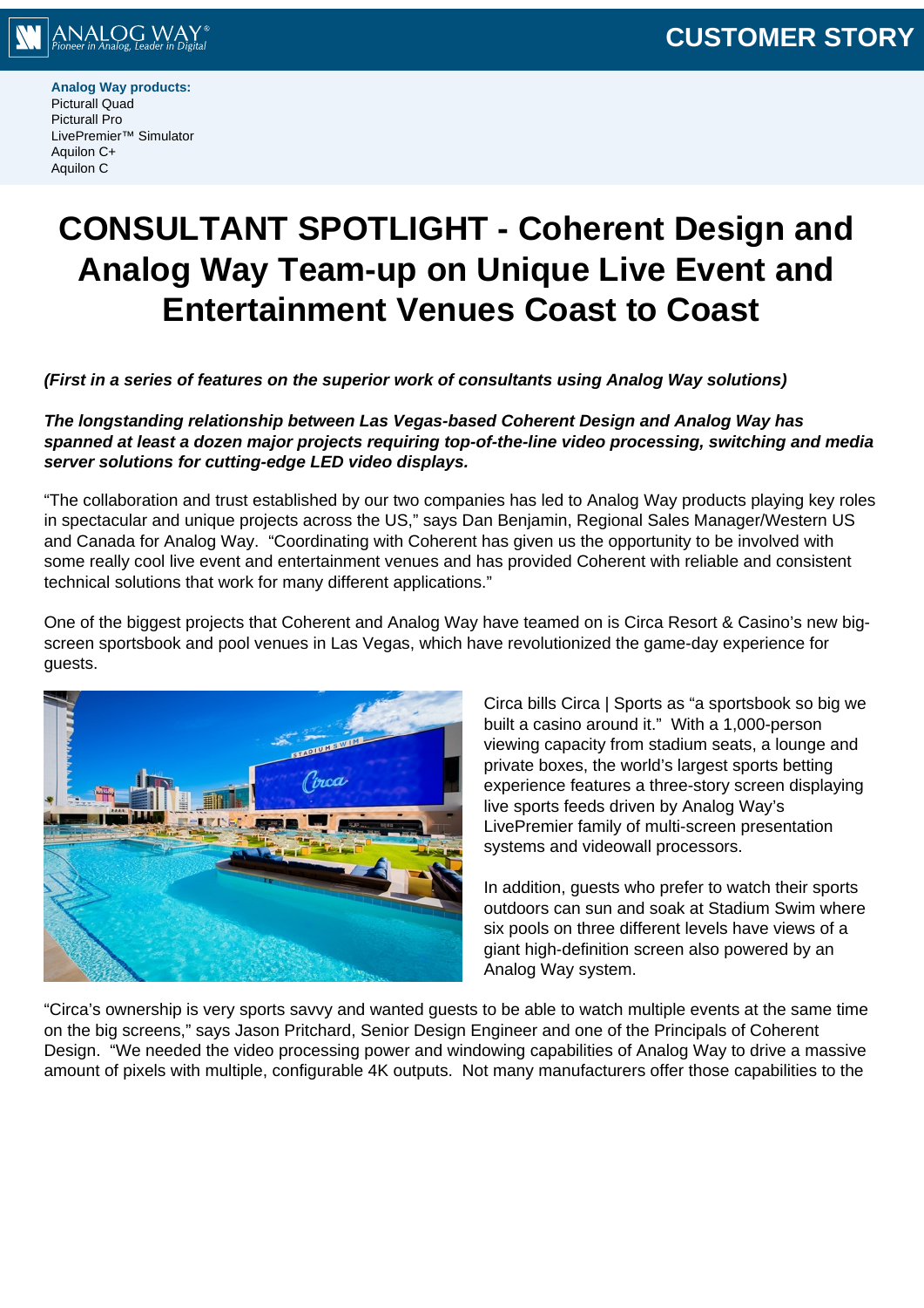**Analog Way products:**
Picturall Quad
Picturall Pro
LivePremier™ Simulator
Aquilon C+
Aquilon C

# CONSULTANT SPOTLIGHT - Coherent Design and Analog Way Team-up on Unique Live Event and Entertainment Venues Coast to Coast

***(First in a series of features on the superior work of consultants using Analog Way solutions)***

***The longstanding relationship between Las Vegas-based Coherent Design and Analog Way has spanned at least a dozen major projects requiring top-of-the-line video processing, switching and media server solutions for cutting-edge LED video displays.***

"The collaboration and trust established by our two companies has led to Analog Way products playing key roles in spectacular and unique projects across the US," says Dan Benjamin, Regional Sales Manager/Western US and Canada for Analog Way. "Coordinating with Coherent has given us the opportunity to be involved with some really cool live event and entertainment venues and has provided Coherent with reliable and consistent technical solutions that work for many different applications."

One of the biggest projects that Coherent and Analog Way have teamed on is Circa Resort & Casino's new big-screen sportsbook and pool venues in Las Vegas, which have revolutionized the game-day experience for guests.

Circa bills Circa | Sports as "a sportsbook so big we built a casino around it." With a 1,000-person viewing capacity from stadium seats, a lounge and private boxes, the world's largest sports betting experience features a three-story screen displaying live sports feeds driven by Analog Way's LivePremier family of multi-screen presentation systems and videowall processors.

In addition, guests who prefer to watch their sports outdoors can sun and soak at Stadium Swim where six pools on three different levels have views of a giant high-definition screen also powered by an Analog Way system.

"Circa's ownership is very sports savvy and wanted guests to be able to watch multiple events at the same time on the big screens," says Jason Pritchard, Senior Design Engineer and one of the Principals of Coherent Design. "We needed the video processing power and windowing capabilities of Analog Way to drive a massive amount of pixels with multiple, configurable 4K outputs. Not many manufacturers offer those capabilities to the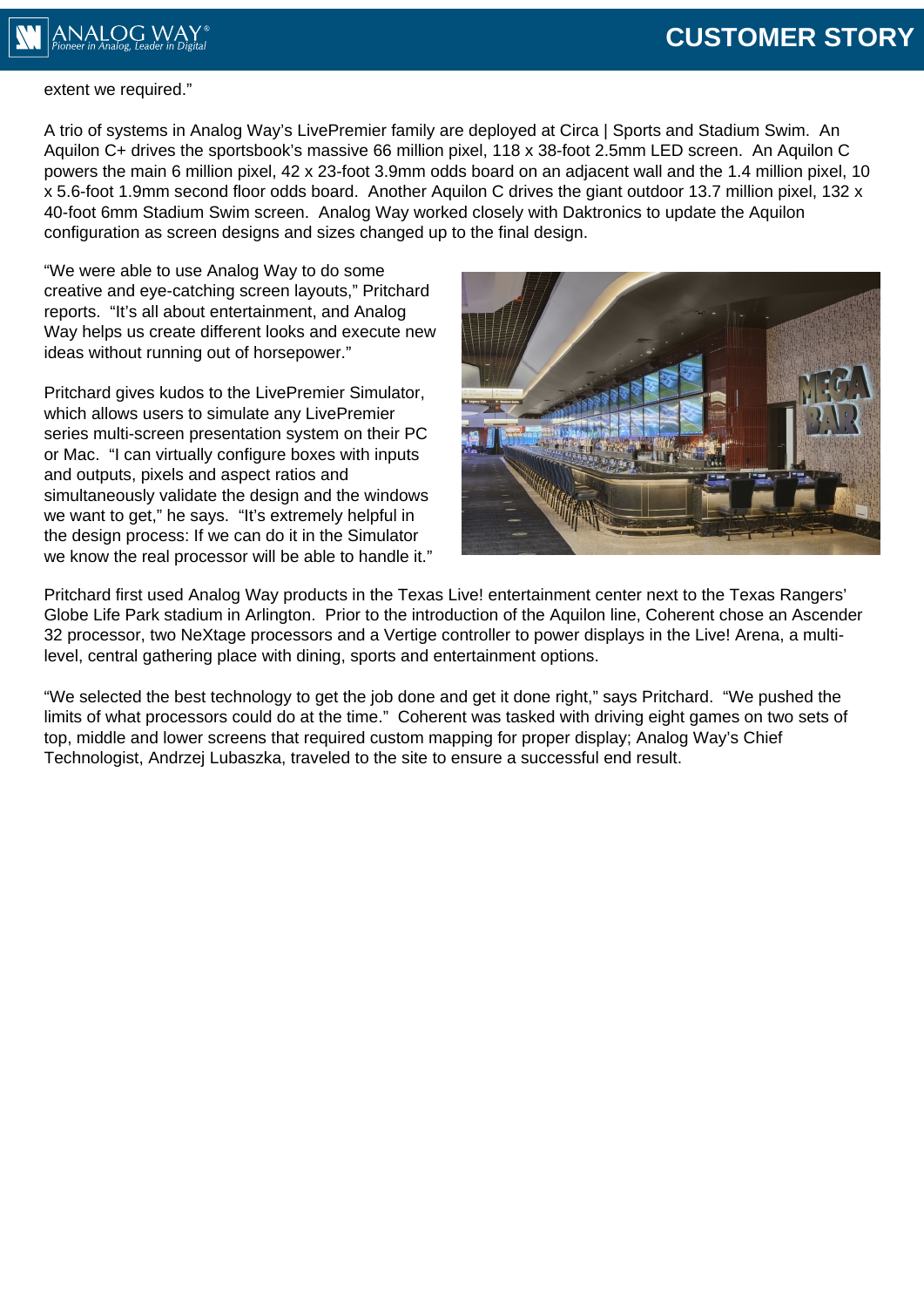extent we required."

A trio of systems in Analog Way's LivePremier family are deployed at Circa | Sports and Stadium Swim. An Aquilon C+ drives the sportsbook's massive 66 million pixel, 118 x 38-foot 2.5mm LED screen. An Aquilon C powers the main 6 million pixel, 42 x 23-foot 3.9mm odds board on an adjacent wall and the 1.4 million pixel, 10 x 5.6-foot 1.9mm second floor odds board. Another Aquilon C drives the giant outdoor 13.7 million pixel, 132 x 40-foot 6mm Stadium Swim screen. Analog Way worked closely with Daktronics to update the Aquilon configuration as screen designs and sizes changed up to the final design.

"We were able to use Analog Way to do some creative and eye-catching screen layouts," Pritchard reports. "It's all about entertainment, and Analog Way helps us create different looks and execute new ideas without running out of horsepower."

Pritchard gives kudos to the LivePremier Simulator, which allows users to simulate any LivePremier series multi-screen presentation system on their PC or Mac. "I can virtually configure boxes with inputs and outputs, pixels and aspect ratios and simultaneously validate the design and the windows we want to get," he says. "It's extremely helpful in the design process: If we can do it in the Simulator we know the real processor will be able to handle it."

Pritchard first used Analog Way products in the Texas Live! entertainment center next to the Texas Rangers' Globe Life Park stadium in Arlington. Prior to the introduction of the Aquilon line, Coherent chose an Ascender 32 processor, two NeXtage processors and a Vertige controller to power displays in the Live! Arena, a multi-level, central gathering place with dining, sports and entertainment options.

"We selected the best technology to get the job done and get it done right," says Pritchard. "We pushed the limits of what processors could do at the time." Coherent was tasked with driving eight games on two sets of top, middle and lower screens that required custom mapping for proper display; Analog Way's Chief Technologist, Andrzej Lubaszka, traveled to the site to ensure a successful end result.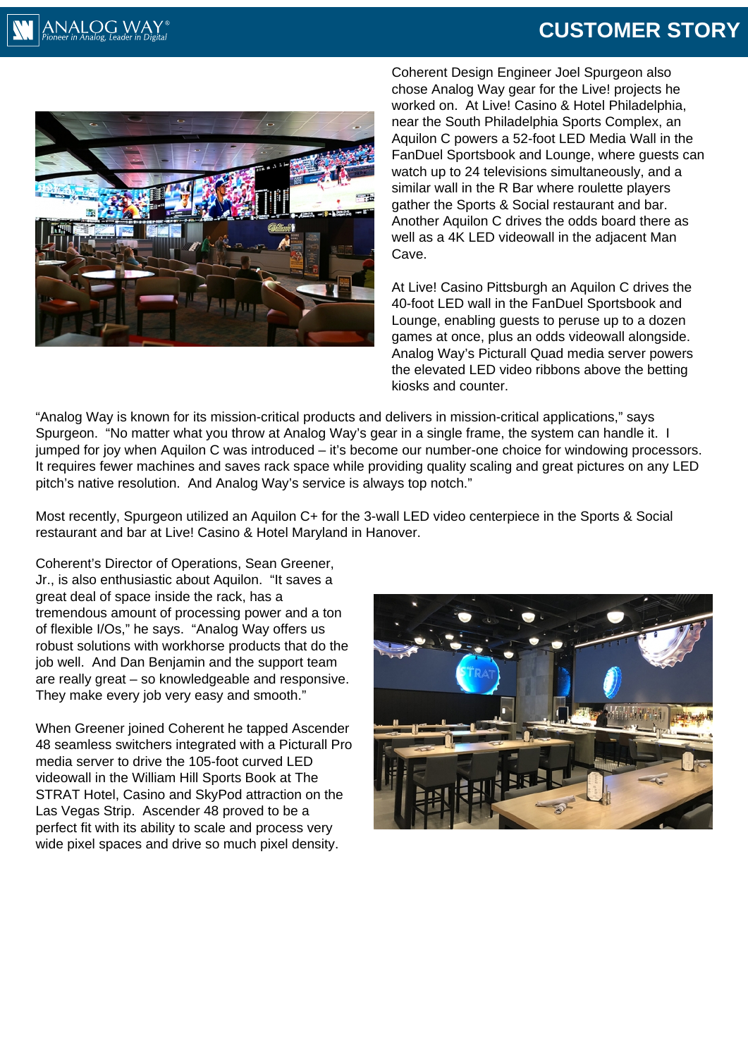Coherent Design Engineer Joel Spurgeon also chose Analog Way gear for the Live! projects he worked on. At Live! Casino & Hotel Philadelphia, near the South Philadelphia Sports Complex, an Aquilon C powers a 52-foot LED Media Wall in the FanDuel Sportsbook and Lounge, where guests can watch up to 24 televisions simultaneously, and a similar wall in the R Bar where roulette players gather the Sports & Social restaurant and bar. Another Aquilon C drives the odds board there as well as a 4K LED videowall in the adjacent Man Cave.

At Live! Casino Pittsburgh an Aquilon C drives the 40-foot LED wall in the FanDuel Sportsbook and Lounge, enabling guests to peruse up to a dozen games at once, plus an odds videowall alongside. Analog Way's Picturall Quad media server powers the elevated LED video ribbons above the betting kiosks and counter.

"Analog Way is known for its mission-critical products and delivers in mission-critical applications," says Spurgeon. "No matter what you throw at Analog Way's gear in a single frame, the system can handle it. I jumped for joy when Aquilon C was introduced – it's become our number-one choice for windowing processors. It requires fewer machines and saves rack space while providing quality scaling and great pictures on any LED pitch's native resolution. And Analog Way's service is always top notch."

Most recently, Spurgeon utilized an Aquilon C+ for the 3-wall LED video centerpiece in the Sports & Social restaurant and bar at Live! Casino & Hotel Maryland in Hanover.

Coherent's Director of Operations, Sean Greener, Jr., is also enthusiastic about Aquilon. "It saves a great deal of space inside the rack, has a tremendous amount of processing power and a ton of flexible I/Os," he says. "Analog Way offers us robust solutions with workhorse products that do the job well. And Dan Benjamin and the support team are really great – so knowledgeable and responsive. They make every job very easy and smooth."

When Greener joined Coherent he tapped Ascender 48 seamless switchers integrated with a Picturall Pro media server to drive the 105-foot curved LED videowall in the William Hill Sports Book at The STRAT Hotel, Casino and SkyPod attraction on the Las Vegas Strip. Ascender 48 proved to be a perfect fit with its ability to scale and process very wide pixel spaces and drive so much pixel density.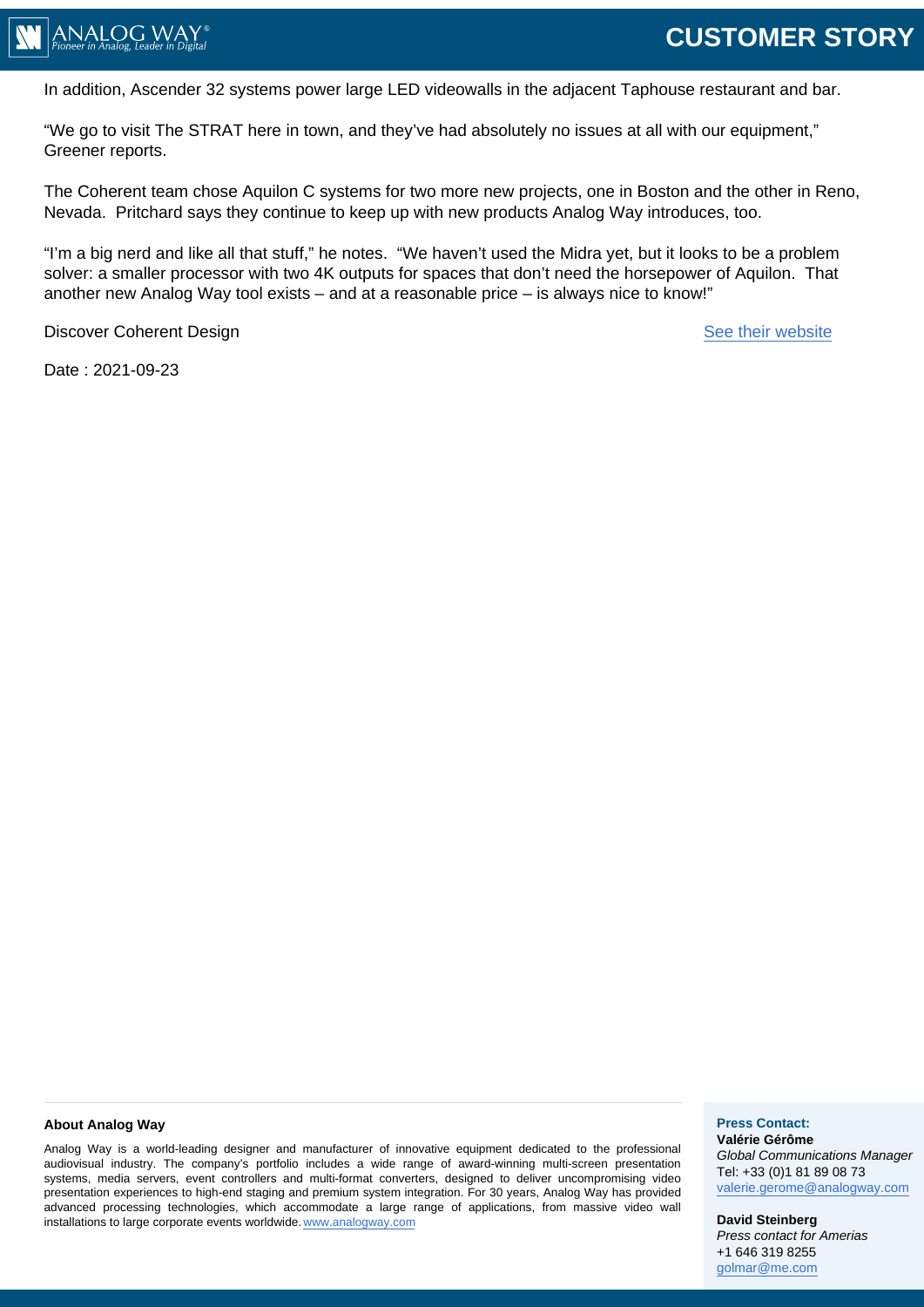In addition, Ascender 32 systems power large LED videowalls in the adjacent Taphouse restaurant and bar.

"We go to visit The STRAT here in town, and they've had absolutely no issues at all with our equipment," Greener reports.

The Coherent team chose Aquilon C systems for two more new projects, one in Boston and the other in Reno, Nevada. Pritchard says they continue to keep up with new products Analog Way introduces, too.

"I'm a big nerd and like all that stuff," he notes. "We haven't used the Midra yet, but it looks to be a problem solver: a smaller processor with two 4K outputs for spaces that don't need the horsepower of Aquilon. That another new Analog Way tool exists – and at a reasonable price – is always nice to know!"

Discover Coherent Design — See their website

Date : 2021-09-23

**About Analog Way**

Analog Way is a world-leading designer and manufacturer of innovative equipment dedicated to the professional audiovisual industry. The company's portfolio includes a wide range of award-winning multi-screen presentation systems, media servers, event controllers and multi-format converters, designed to deliver uncompromising video presentation experiences to high-end staging and premium system integration. For 30 years, Analog Way has provided advanced processing technologies, which accommodate a large range of applications, from massive video wall installations to large corporate events worldwide. www.analogway.com

**Press Contact:**

**Valérie Gérôme**
*Global Communications Manager*
Tel: +33 (0)1 81 89 08 73
valerie.gerome@analogway.com

**David Steinberg**
*Press contact for Amerias*
+1 646 319 8255
golmar@me.com